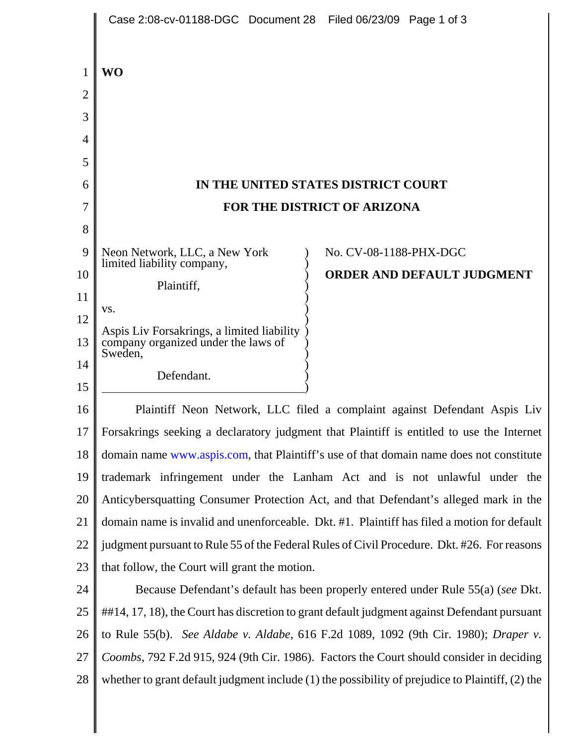WO

# IN THE UNITED STATES DISTRICT COURT
# FOR THE DISTRICT OF ARIZONA

Neon Network, LLC, a New York limited liability company,

Plaintiff,

vs.

Aspis Liv Forsakrings, a limited liability company organized under the laws of Sweden,

Defendant.

No. CV-08-1188-PHX-DGC

**ORDER AND DEFAULT JUDGMENT**

Plaintiff Neon Network, LLC filed a complaint against Defendant Aspis Liv Forsakrings seeking a declaratory judgment that Plaintiff is entitled to use the Internet domain name www.aspis.com, that Plaintiff's use of that domain name does not constitute trademark infringement under the Lanham Act and is not unlawful under the Anticybersquatting Consumer Protection Act, and that Defendant's alleged mark in the domain name is invalid and unenforceable. Dkt. #1. Plaintiff has filed a motion for default judgment pursuant to Rule 55 of the Federal Rules of Civil Procedure. Dkt. #26. For reasons that follow, the Court will grant the motion.

Because Defendant's default has been properly entered under Rule 55(a) (*see* Dkt. ##14, 17, 18), the Court has discretion to grant default judgment against Defendant pursuant to Rule 55(b). *See Aldabe v. Aldabe*, 616 F.2d 1089, 1092 (9th Cir. 1980); *Draper v. Coombs*, 792 F.2d 915, 924 (9th Cir. 1986). Factors the Court should consider in deciding whether to grant default judgment include (1) the possibility of prejudice to Plaintiff, (2) the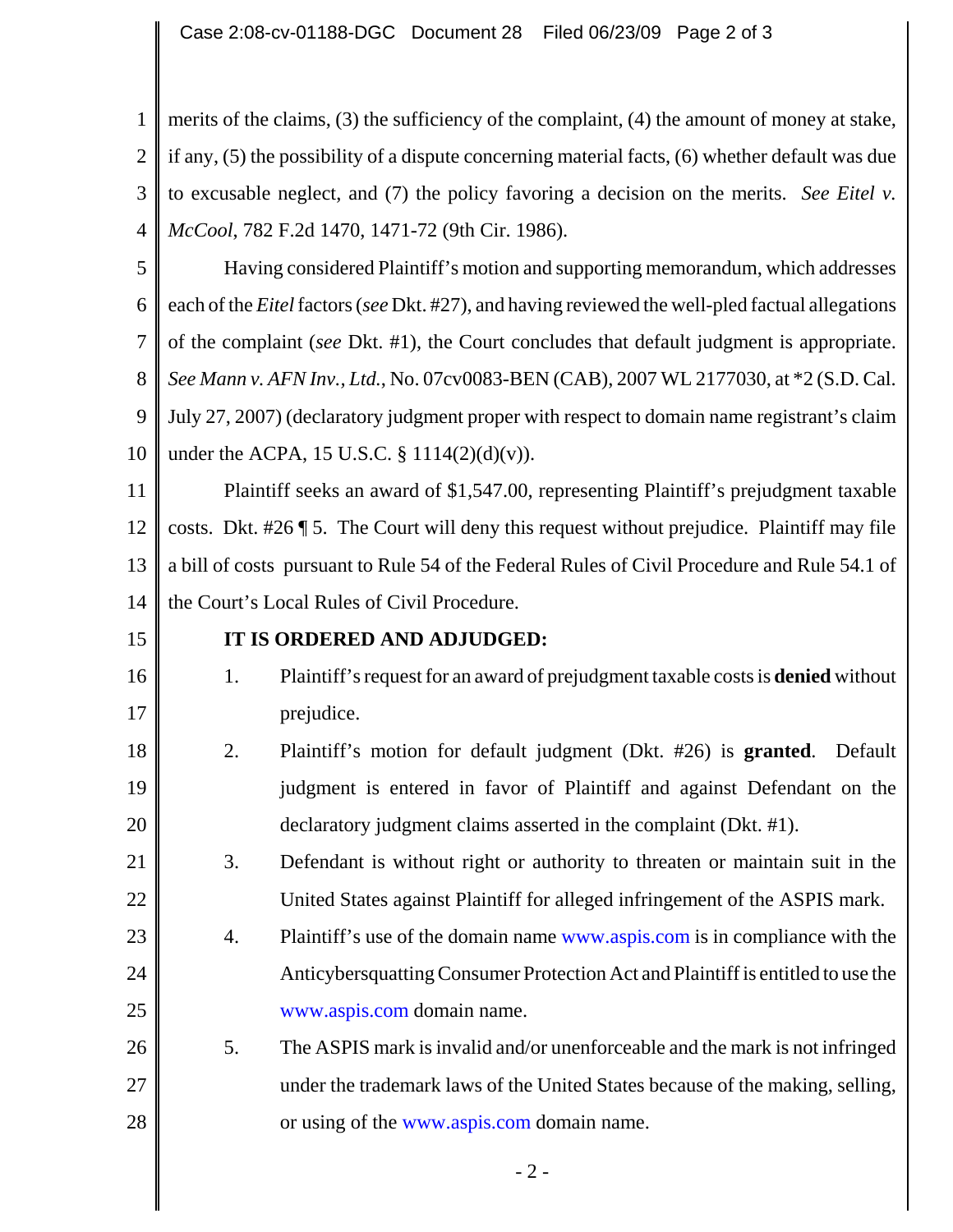merits of the claims, (3) the sufficiency of the complaint, (4) the amount of money at stake, if any, (5) the possibility of a dispute concerning material facts, (6) whether default was due to excusable neglect, and (7) the policy favoring a decision on the merits. *See Eitel v. McCool*, 782 F.2d 1470, 1471-72 (9th Cir. 1986).

Having considered Plaintiff's motion and supporting memorandum, which addresses each of the *Eitel* factors (*see* Dkt. #27), and having reviewed the well-pled factual allegations of the complaint (*see* Dkt. #1), the Court concludes that default judgment is appropriate. *See Mann v. AFN Inv., Ltd.*, No. 07cv0083-BEN (CAB), 2007 WL 2177030, at *2 (S.D. Cal. July 27, 2007) (declaratory judgment proper with respect to domain name registrant's claim under the ACPA, 15 U.S.C. § 1114(2)(d)(v)).

Plaintiff seeks an award of $1,547.00, representing Plaintiff's prejudgment taxable costs. Dkt. #26 ¶ 5. The Court will deny this request without prejudice. Plaintiff may file a bill of costs pursuant to Rule 54 of the Federal Rules of Civil Procedure and Rule 54.1 of the Court's Local Rules of Civil Procedure.

**IT IS ORDERED AND ADJUDGED:**

1. Plaintiff's request for an award of prejudgment taxable costs is **denied** without prejudice.
2. Plaintiff's motion for default judgment (Dkt. #26) is **granted**. Default judgment is entered in favor of Plaintiff and against Defendant on the declaratory judgment claims asserted in the complaint (Dkt. #1).
3. Defendant is without right or authority to threaten or maintain suit in the United States against Plaintiff for alleged infringement of the ASPIS mark.
4. Plaintiff's use of the domain name www.aspis.com is in compliance with the Anticybersquatting Consumer Protection Act and Plaintiff is entitled to use the www.aspis.com domain name.
5. The ASPIS mark is invalid and/or unenforceable and the mark is not infringed under the trademark laws of the United States because of the making, selling, or using of the www.aspis.com domain name.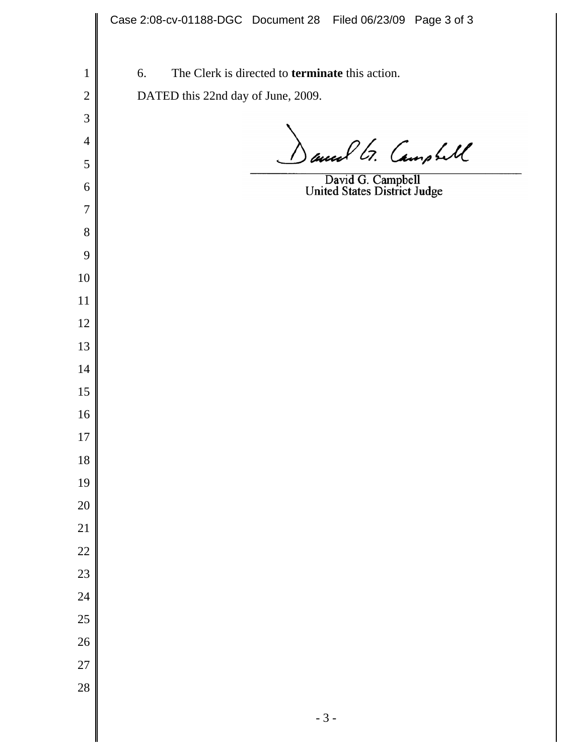6. The Clerk is directed to **terminate** this action.

DATED this 22nd day of June, 2009.

David G. Campbell
United States District Judge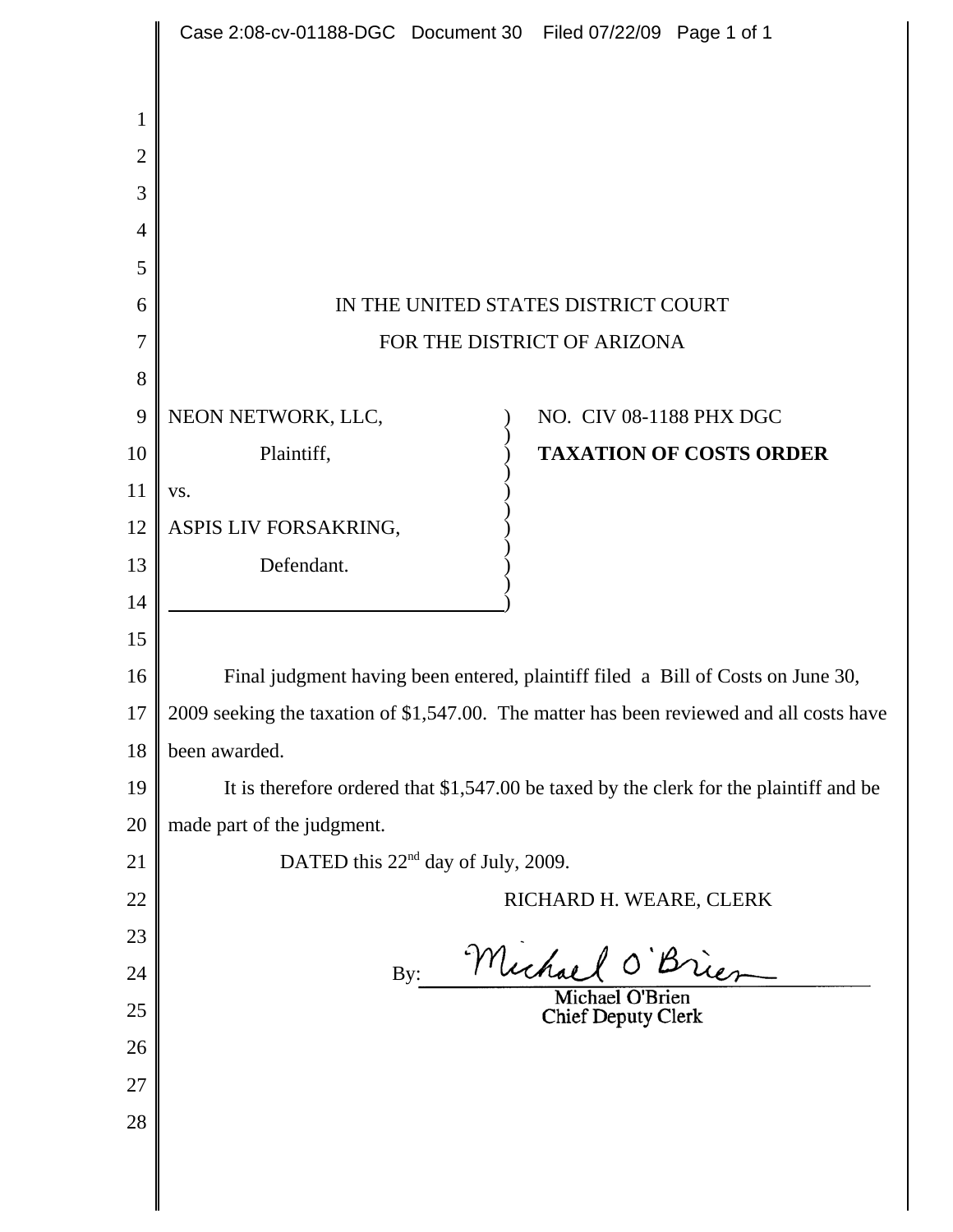IN THE UNITED STATES DISTRICT COURT

FOR THE DISTRICT OF ARIZONA

| | | |
|---|---|---|
| NEON NETWORK, LLC, Plaintiff, vs. ASPIS LIV FORSAKRING, Defendant. | ) | NO. CIV 08-1188 PHX DGC **TAXATION OF COSTS ORDER** |

Final judgment having been entered, plaintiff filed a Bill of Costs on June 30, 2009 seeking the taxation of $1,547.00. The matter has been reviewed and all costs have been awarded.

It is therefore ordered that $1,547.00 be taxed by the clerk for the plaintiff and be made part of the judgment.

DATED this 22nd day of July, 2009.

RICHARD H. WEARE, CLERK

By: Michael O'Brien

Michael O'Brien
Chief Deputy Clerk